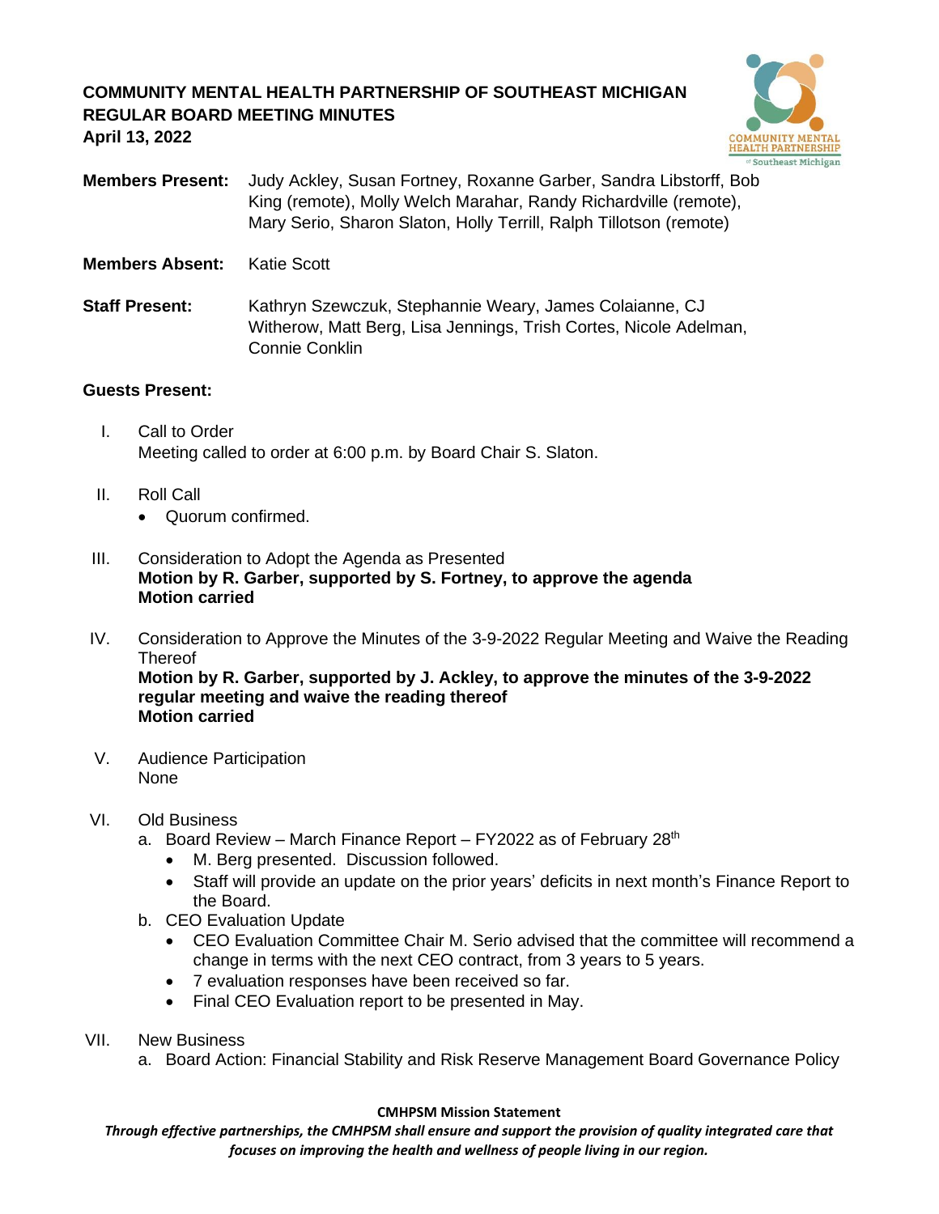**COMMUNITY MENTAL HEALTH PARTNERSHIP OF SOUTHEAST MICHIGAN**
**REGULAR BOARD MEETING MINUTES**
**April 13, 2022**

**Members Present:** Judy Ackley, Susan Fortney, Roxanne Garber, Sandra Libstorff, Bob King (remote), Molly Welch Marahar, Randy Richardville (remote), Mary Serio, Sharon Slaton, Holly Terrill, Ralph Tillotson (remote)

**Members Absent:** Katie Scott

**Staff Present:** Kathryn Szewczuk, Stephannie Weary, James Colaianne, CJ Witherow, Matt Berg, Lisa Jennings, Trish Cortes, Nicole Adelman, Connie Conklin

**Guests Present:**

I. Call to Order
Meeting called to order at 6:00 p.m. by Board Chair S. Slaton.

II. Roll Call
- Quorum confirmed.

III. Consideration to Adopt the Agenda as Presented
**Motion by R. Garber, supported by S. Fortney, to approve the agenda**
**Motion carried**

IV. Consideration to Approve the Minutes of the 3-9-2022 Regular Meeting and Waive the Reading Thereof
**Motion by R. Garber, supported by J. Ackley, to approve the minutes of the 3-9-2022 regular meeting and waive the reading thereof**
**Motion carried**

V. Audience Participation
None

VI. Old Business
a. Board Review – March Finance Report – FY2022 as of February 28th
- M. Berg presented. Discussion followed.
- Staff will provide an update on the prior years' deficits in next month's Finance Report to the Board.

b. CEO Evaluation Update
- CEO Evaluation Committee Chair M. Serio advised that the committee will recommend a change in terms with the next CEO contract, from 3 years to 5 years.
- 7 evaluation responses have been received so far.
- Final CEO Evaluation report to be presented in May.

VII. New Business
a. Board Action: Financial Stability and Risk Reserve Management Board Governance Policy

**CMHPSM Mission Statement**
***Through effective partnerships, the CMHPSM shall ensure and support the provision of quality integrated care that focuses on improving the health and wellness of people living in our region.***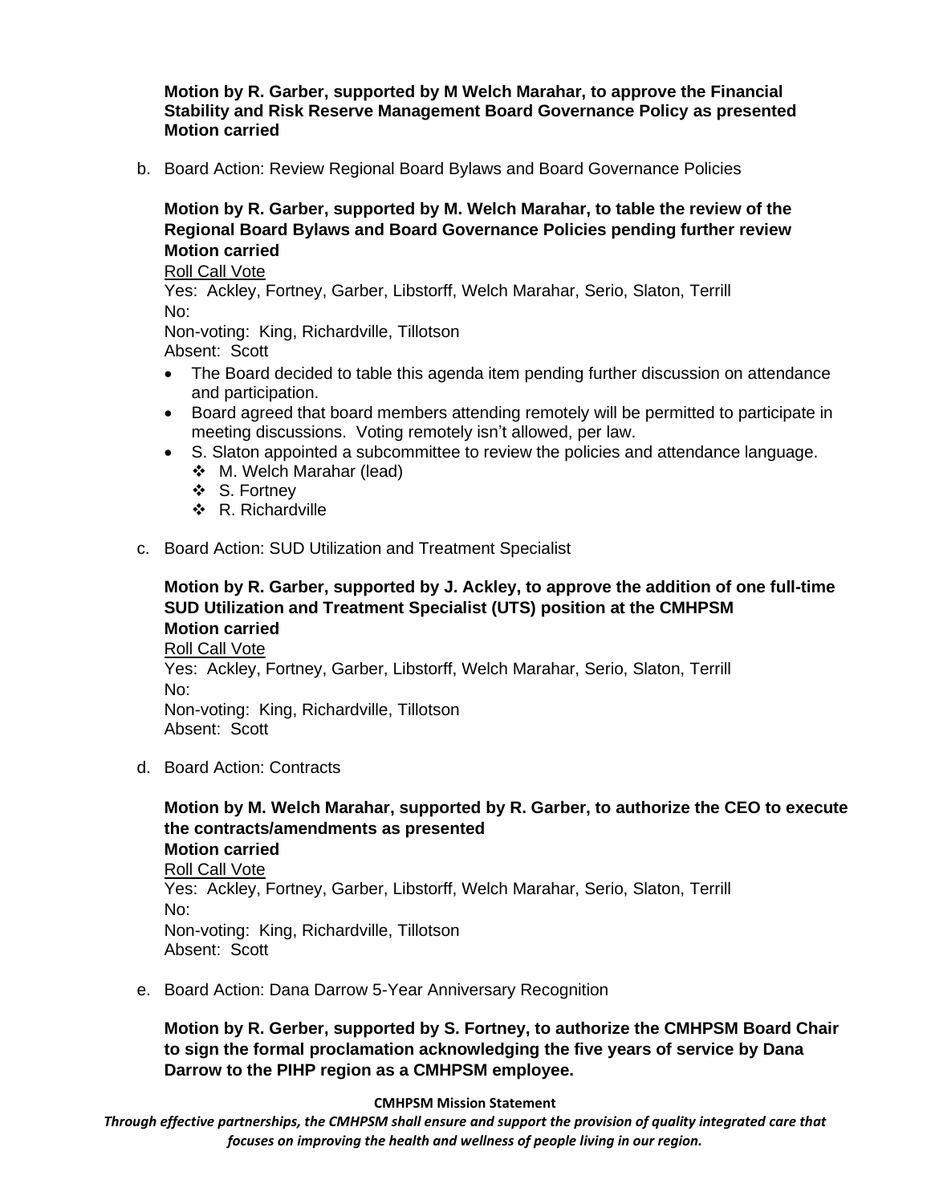**Motion by R. Garber, supported by M Welch Marahar, to approve the Financial Stability and Risk Reserve Management Board Governance Policy as presented**
**Motion carried**

b. Board Action: Review Regional Board Bylaws and Board Governance Policies

**Motion by R. Garber, supported by M. Welch Marahar, to table the review of the Regional Board Bylaws and Board Governance Policies pending further review**
**Motion carried**

Roll Call Vote
Yes: Ackley, Fortney, Garber, Libstorff, Welch Marahar, Serio, Slaton, Terrill
No:
Non-voting: King, Richardville, Tillotson
Absent: Scott

- The Board decided to table this agenda item pending further discussion on attendance and participation.
- Board agreed that board members attending remotely will be permitted to participate in meeting discussions. Voting remotely isn't allowed, per law.
- S. Slaton appointed a subcommittee to review the policies and attendance language.
  - M. Welch Marahar (lead)
  - S. Fortney
  - R. Richardville

c. Board Action: SUD Utilization and Treatment Specialist

**Motion by R. Garber, supported by J. Ackley, to approve the addition of one full-time SUD Utilization and Treatment Specialist (UTS) position at the CMHPSM**
**Motion carried**

Roll Call Vote
Yes: Ackley, Fortney, Garber, Libstorff, Welch Marahar, Serio, Slaton, Terrill
No:
Non-voting: King, Richardville, Tillotson
Absent: Scott

d. Board Action: Contracts

**Motion by M. Welch Marahar, supported by R. Garber, to authorize the CEO to execute the contracts/amendments as presented**
**Motion carried**

Roll Call Vote
Yes: Ackley, Fortney, Garber, Libstorff, Welch Marahar, Serio, Slaton, Terrill
No:
Non-voting: King, Richardville, Tillotson
Absent: Scott

e. Board Action: Dana Darrow 5-Year Anniversary Recognition

**Motion by R. Gerber, supported by S. Fortney, to authorize the CMHPSM Board Chair to sign the formal proclamation acknowledging the five years of service by Dana Darrow to the PIHP region as a CMHPSM employee.**

**CMHPSM Mission Statement**

*Through effective partnerships, the CMHPSM shall ensure and support the provision of quality integrated care that focuses on improving the health and wellness of people living in our region.*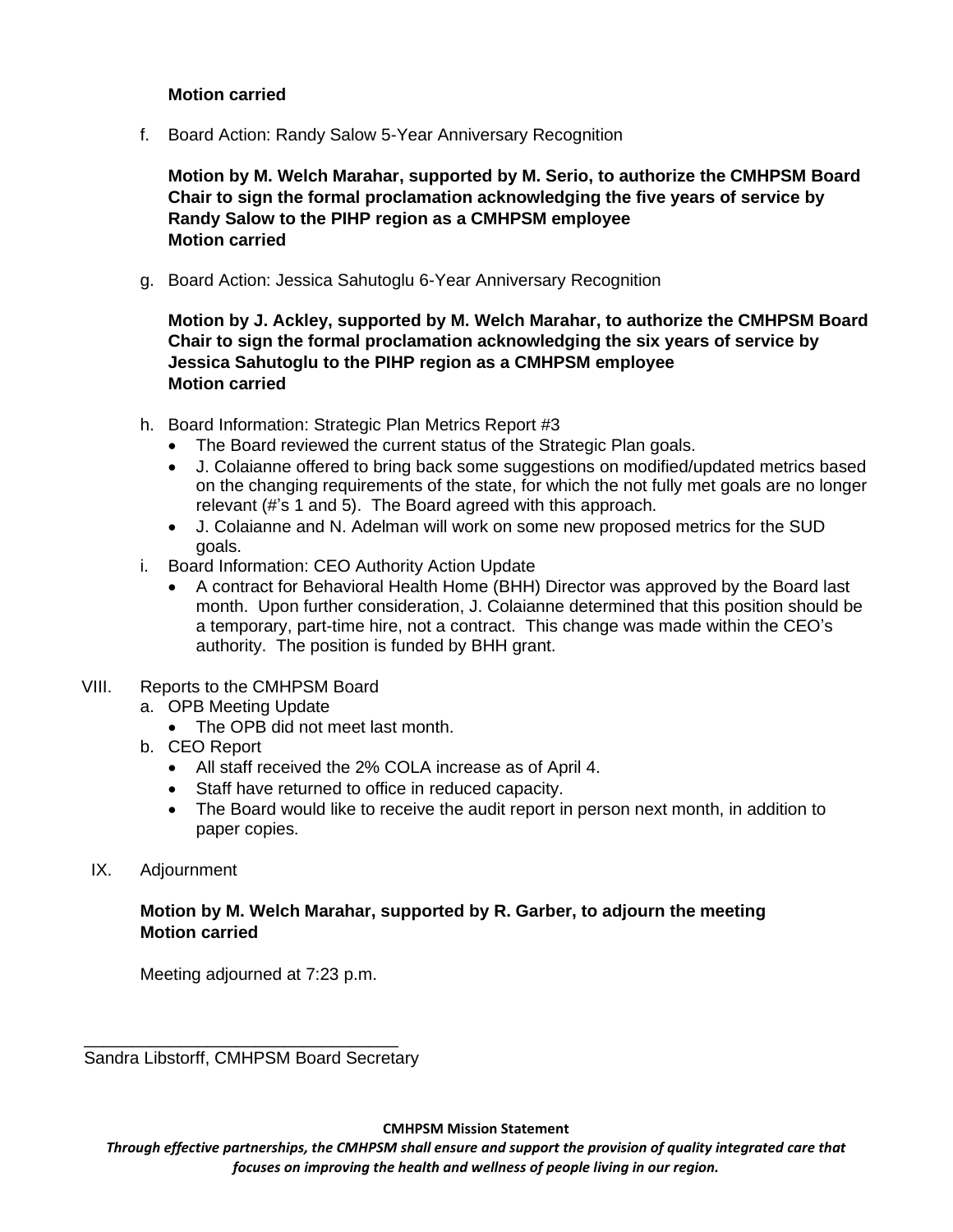**Motion carried**

f. Board Action: Randy Salow 5-Year Anniversary Recognition

   **Motion by M. Welch Marahar, supported by M. Serio, to authorize the CMHPSM Board Chair to sign the formal proclamation acknowledging the five years of service by Randy Salow to the PIHP region as a CMHPSM employee**
   **Motion carried**

g. Board Action: Jessica Sahutoglu 6-Year Anniversary Recognition

   **Motion by J. Ackley, supported by M. Welch Marahar, to authorize the CMHPSM Board Chair to sign the formal proclamation acknowledging the six years of service by Jessica Sahutoglu to the PIHP region as a CMHPSM employee**
   **Motion carried**

h. Board Information: Strategic Plan Metrics Report #3
   - The Board reviewed the current status of the Strategic Plan goals.
   - J. Colaianne offered to bring back some suggestions on modified/updated metrics based on the changing requirements of the state, for which the not fully met goals are no longer relevant (#'s 1 and 5). The Board agreed with this approach.
   - J. Colaianne and N. Adelman will work on some new proposed metrics for the SUD goals.

i. Board Information: CEO Authority Action Update
   - A contract for Behavioral Health Home (BHH) Director was approved by the Board last month. Upon further consideration, J. Colaianne determined that this position should be a temporary, part-time hire, not a contract. This change was made within the CEO's authority. The position is funded by BHH grant.

VIII. Reports to the CMHPSM Board

a. OPB Meeting Update
   - The OPB did not meet last month.

b. CEO Report
   - All staff received the 2% COLA increase as of April 4.
   - Staff have returned to office in reduced capacity.
   - The Board would like to receive the audit report in person next month, in addition to paper copies.

IX. Adjournment

**Motion by M. Welch Marahar, supported by R. Garber, to adjourn the meeting**
**Motion carried**

Meeting adjourned at 7:23 p.m.

\_\_\_\_\_\_\_\_\_\_\_\_\_\_\_\_\_\_\_\_\_\_\_\_\_\_\_\_\_\_\_\_\_\_
Sandra Libstorff, CMHPSM Board Secretary

**CMHPSM Mission Statement**

***Through effective partnerships, the CMHPSM shall ensure and support the provision of quality integrated care that focuses on improving the health and wellness of people living in our region.***